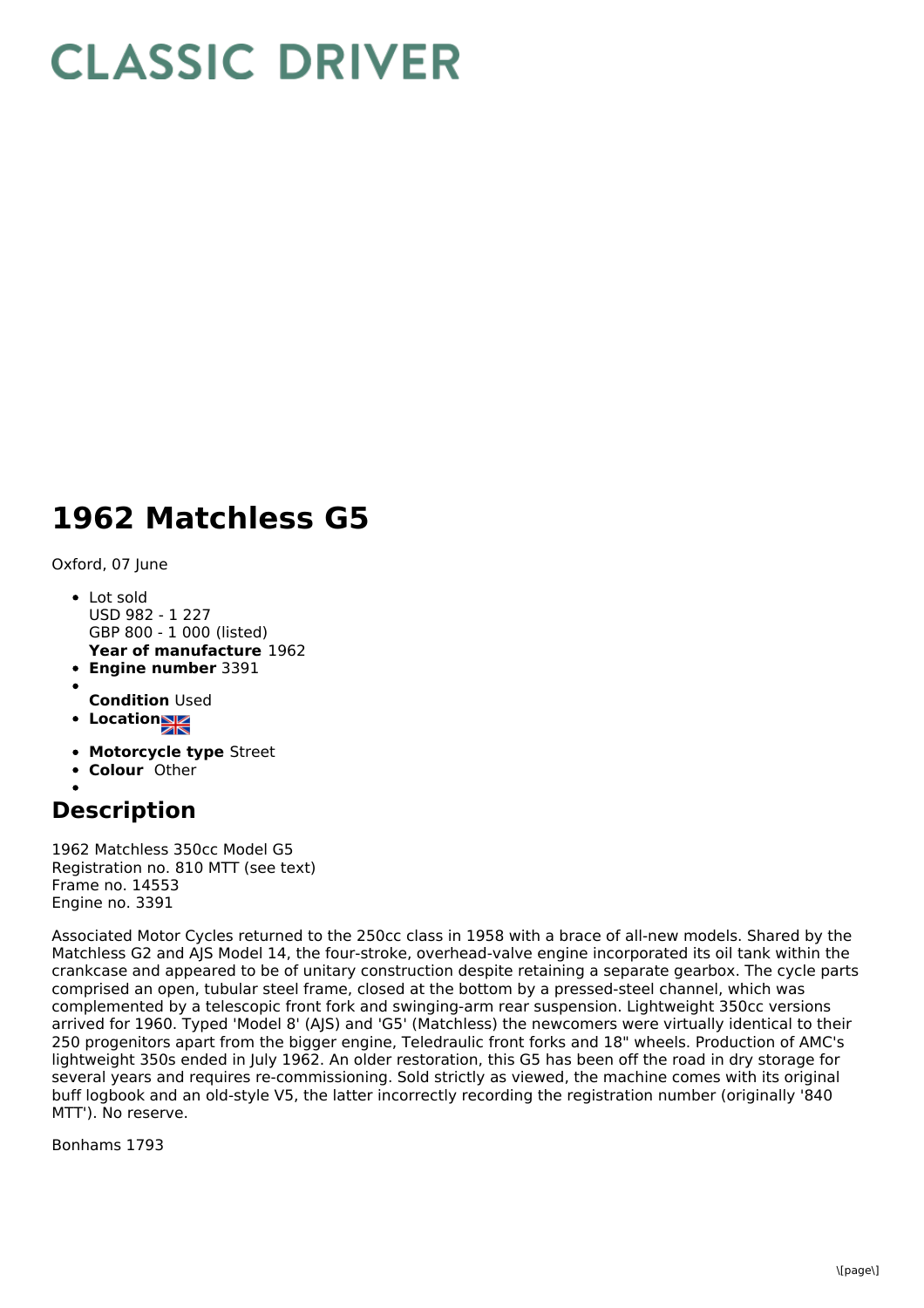# CLASSIC DRIVER

# 1962 Matchless G5

Oxford, 07 June

- Lot sold
  USD 982 - 1 227
  GBP 800 - 1 000 (listed)
  **Year of manufacture** 1962
- **Engine number** 3391
- **Condition** Used
- **Location**
- **Motorcycle type** Street
- **Colour** Other

## Description

1962 Matchless 350cc Model G5
Registration no. 810 MTT (see text)
Frame no. 14553
Engine no. 3391

Associated Motor Cycles returned to the 250cc class in 1958 with a brace of all-new models. Shared by the Matchless G2 and AJS Model 14, the four-stroke, overhead-valve engine incorporated its oil tank within the crankcase and appeared to be of unitary construction despite retaining a separate gearbox. The cycle parts comprised an open, tubular steel frame, closed at the bottom by a pressed-steel channel, which was complemented by a telescopic front fork and swinging-arm rear suspension. Lightweight 350cc versions arrived for 1960. Typed 'Model 8' (AJS) and 'G5' (Matchless) the newcomers were virtually identical to their 250 progenitors apart from the bigger engine, Teledraulic front forks and 18" wheels. Production of AMC's lightweight 350s ended in July 1962. An older restoration, this G5 has been off the road in dry storage for several years and requires re-commissioning. Sold strictly as viewed, the machine comes with its original buff logbook and an old-style V5, the latter incorrectly recording the registration number (originally '840 MTT'). No reserve.

Bonhams 1793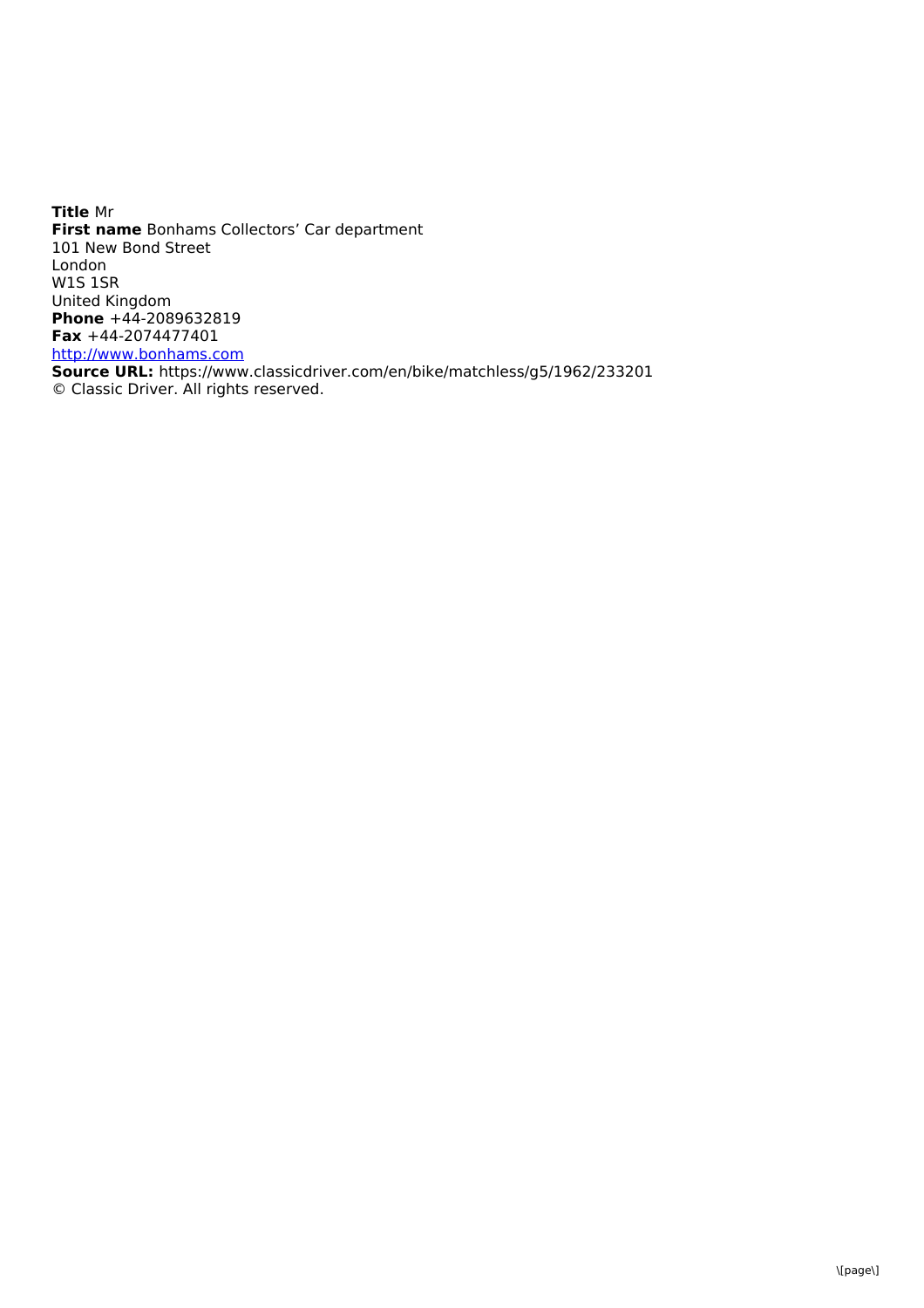**Title** Mr
**First name** Bonhams Collectors' Car department
101 New Bond Street
London
W1S 1SR
United Kingdom
**Phone** +44-2089632819
**Fax** +44-2074477401
http://www.bonhams.com
**Source URL:** https://www.classicdriver.com/en/bike/matchless/g5/1962/233201
© Classic Driver. All rights reserved.